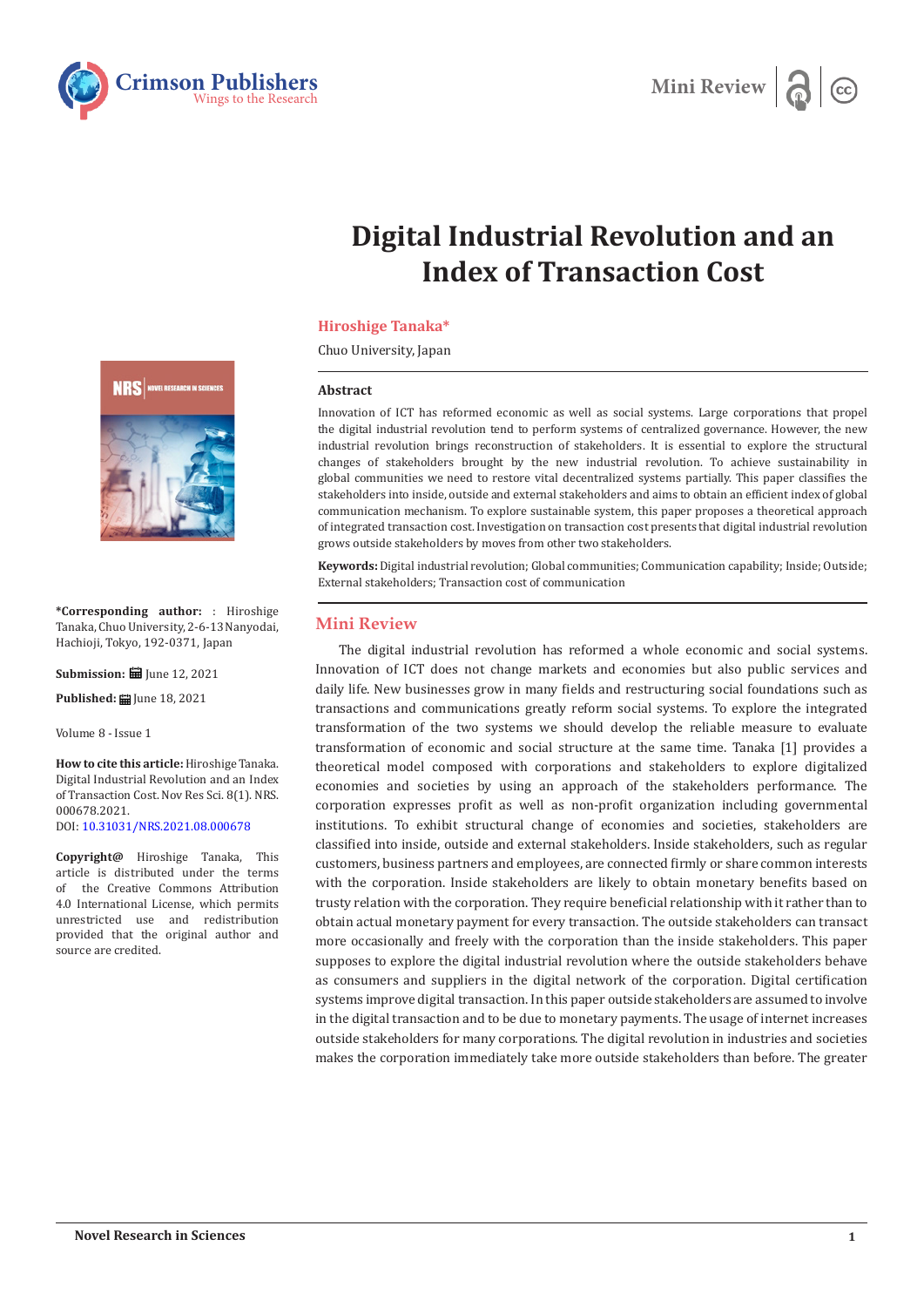Mini Review

# Digital Industrial Revolution and an Index of Transaction Cost

**Hiroshige Tanaka***

Chuo University, Japan

**\*Corresponding author:** : Hiroshige Tanaka, Chuo University, 2-6-13 Nanyodai, Hachioji, Tokyo, 192-0371, Japan

**Submission:** June 12, 2021

**Published:** June 18, 2021

Volume 8 - Issue 1

**How to cite this article:** Hiroshige Tanaka. Digital Industrial Revolution and an Index of Transaction Cost. Nov Res Sci. 8(1). NRS. 000678.2021.
DOI: 10.31031/NRS.2021.08.000678

**Copyright@** Hiroshige Tanaka, This article is distributed under the terms of the Creative Commons Attribution 4.0 International License, which permits unrestricted use and redistribution provided that the original author and source are credited.

## Abstract

Innovation of ICT has reformed economic as well as social systems. Large corporations that propel the digital industrial revolution tend to perform systems of centralized governance. However, the new industrial revolution brings reconstruction of stakeholders. It is essential to explore the structural changes of stakeholders brought by the new industrial revolution. To achieve sustainability in global communities we need to restore vital decentralized systems partially. This paper classifies the stakeholders into inside, outside and external stakeholders and aims to obtain an efficient index of global communication mechanism. To explore sustainable system, this paper proposes a theoretical approach of integrated transaction cost. Investigation on transaction cost presents that digital industrial revolution grows outside stakeholders by moves from other two stakeholders.

**Keywords:** Digital industrial revolution; Global communities; Communication capability; Inside; Outside; External stakeholders; Transaction cost of communication

## Mini Review

The digital industrial revolution has reformed a whole economic and social systems. Innovation of ICT does not change markets and economies but also public services and daily life. New businesses grow in many fields and restructuring social foundations such as transactions and communications greatly reform social systems. To explore the integrated transformation of the two systems we should develop the reliable measure to evaluate transformation of economic and social structure at the same time. Tanaka [1] provides a theoretical model composed with corporations and stakeholders to explore digitalized economies and societies by using an approach of the stakeholders performance. The corporation expresses profit as well as non-profit organization including governmental institutions. To exhibit structural change of economies and societies, stakeholders are classified into inside, outside and external stakeholders. Inside stakeholders, such as regular customers, business partners and employees, are connected firmly or share common interests with the corporation. Inside stakeholders are likely to obtain monetary benefits based on trusty relation with the corporation. They require beneficial relationship with it rather than to obtain actual monetary payment for every transaction. The outside stakeholders can transact more occasionally and freely with the corporation than the inside stakeholders. This paper supposes to explore the digital industrial revolution where the outside stakeholders behave as consumers and suppliers in the digital network of the corporation. Digital certification systems improve digital transaction. In this paper outside stakeholders are assumed to involve in the digital transaction and to be due to monetary payments. The usage of internet increases outside stakeholders for many corporations. The digital revolution in industries and societies makes the corporation immediately take more outside stakeholders than before. The greater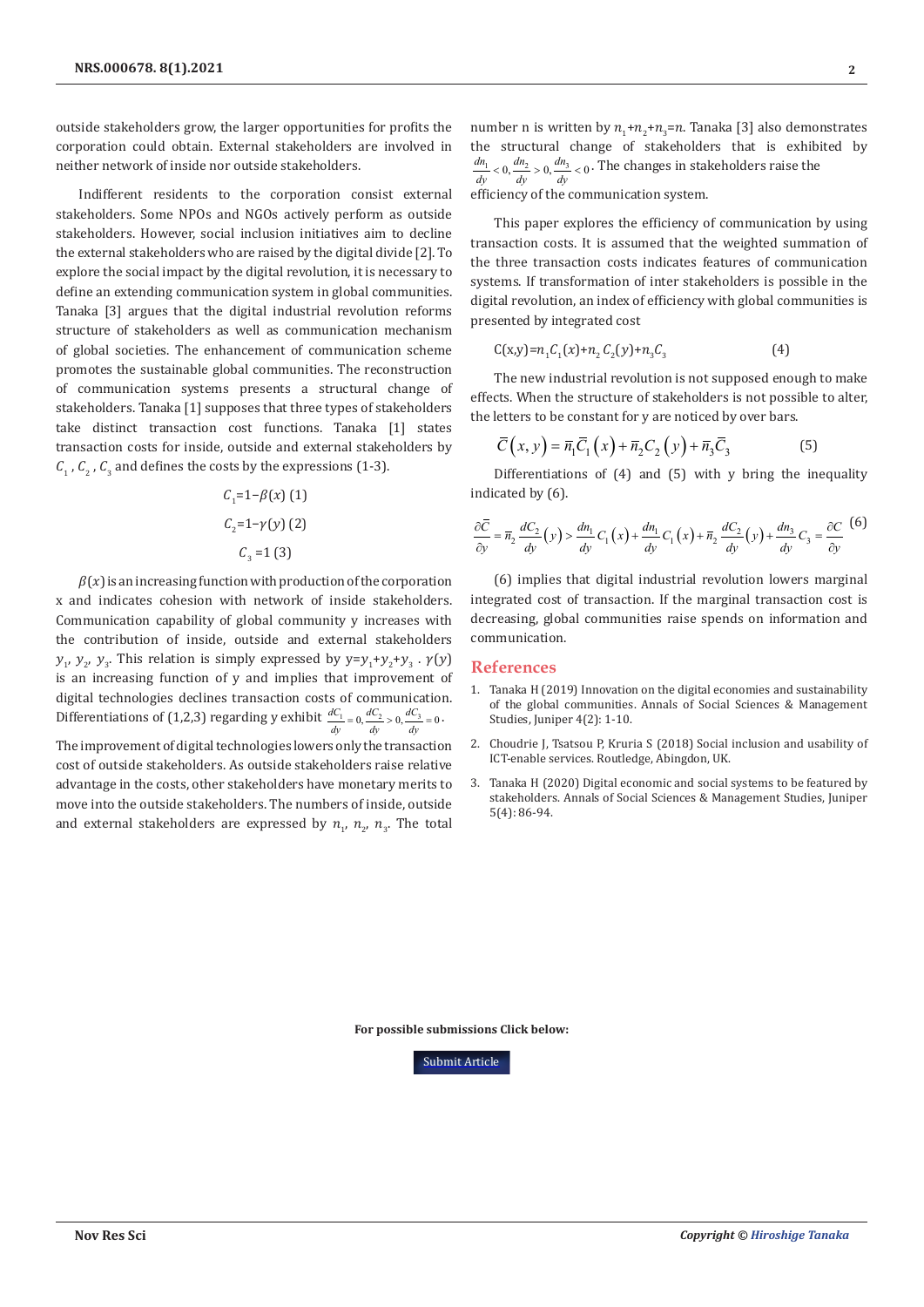outside stakeholders grow, the larger opportunities for profits the corporation could obtain. External stakeholders are involved in neither network of inside nor outside stakeholders.

Indifferent residents to the corporation consist external stakeholders. Some NPOs and NGOs actively perform as outside stakeholders. However, social inclusion initiatives aim to decline the external stakeholders who are raised by the digital divide [2]. To explore the social impact by the digital revolution, it is necessary to define an extending communication system in global communities. Tanaka [3] argues that the digital industrial revolution reforms structure of stakeholders as well as communication mechanism of global societies. The enhancement of communication scheme promotes the sustainable global communities. The reconstruction of communication systems presents a structural change of stakeholders. Tanaka [1] supposes that three types of stakeholders take distinct transaction cost functions. Tanaka [1] states transaction costs for inside, outside and external stakeholders by $C_1$, $C_2$, $C_3$ and defines the costs by the expressions (1-3).

$$C_1 = 1 - \beta(x) \quad (1)$$

$$C_2 = 1 - \gamma(y) \quad (2)$$

$$C_3 = 1 \quad (3)$$

$\beta(x)$ is an increasing function with production of the corporation x and indicates cohesion with network of inside stakeholders. Communication capability of global community y increases with the contribution of inside, outside and external stakeholders $y_1$, $y_2$, $y_3$. This relation is simply expressed by $y = y_1 + y_2 + y_3$ . $\gamma(y)$ is an increasing function of y and implies that improvement of digital technologies declines transaction costs of communication. Differentiations of (1,2,3) regarding y exhibit $\frac{dC_1}{dy} = 0, \frac{dC_2}{dy} > 0, \frac{dC_3}{dy} = 0$.

The improvement of digital technologies lowers only the transaction cost of outside stakeholders. As outside stakeholders raise relative advantage in the costs, other stakeholders have monetary merits to move into the outside stakeholders. The numbers of inside, outside and external stakeholders are expressed by $n_1$, $n_2$, $n_3$. The total number n is written by $n_1 + n_2 + n_3 = n$. Tanaka [3] also demonstrates the structural change of stakeholders that is exhibited by $\frac{dn_1}{dy} < 0, \frac{dn_2}{dy} > 0, \frac{dn_3}{dy} < 0$. The changes in stakeholders raise the efficiency of the communication system.

This paper explores the efficiency of communication by using transaction costs. It is assumed that the weighted summation of the three transaction costs indicates features of communication systems. If transformation of inter stakeholders is possible in the digital revolution, an index of efficiency with global communities is presented by integrated cost

$$C(x,y) = n_1 C_1(x) + n_2 C_2(y) + n_3 C_3 \quad (4)$$

The new industrial revolution is not supposed enough to make effects. When the structure of stakeholders is not possible to alter, the letters to be constant for y are noticed by over bars.

$$\overline{C}(x,y) = \overline{n}_1 \overline{C}_1(x) + \overline{n}_2 C_2(y) + \overline{n}_3 \overline{C}_3 \quad (5)$$

Differentiations of (4) and (5) with y bring the inequality indicated by (6).

$$\frac{\partial \overline{C}}{\partial y} = \overline{n}_2 \frac{dC_2}{dy}(y) > \frac{dn_1}{dy} C_1(x) + \frac{dn_1}{dy} C_1(x) + \overline{n}_2 \frac{dC_2}{dy}(y) + \frac{dn_3}{dy} C_3 = \frac{\partial C}{\partial y} \quad (6)$$

(6) implies that digital industrial revolution lowers marginal integrated cost of transaction. If the marginal transaction cost is decreasing, global communities raise spends on information and communication.

## References

1. Tanaka H (2019) Innovation on the digital economies and sustainability of the global communities. Annals of Social Sciences & Management Studies, Juniper 4(2): 1-10.
2. Choudrie J, Tsatsou P, Kruria S (2018) Social inclusion and usability of ICT-enable services. Routledge, Abingdon, UK.
3. Tanaka H (2020) Digital economic and social systems to be featured by stakeholders. Annals of Social Sciences & Management Studies, Juniper 5(4): 86-94.

**For possible submissions Click below:**

Submit Article